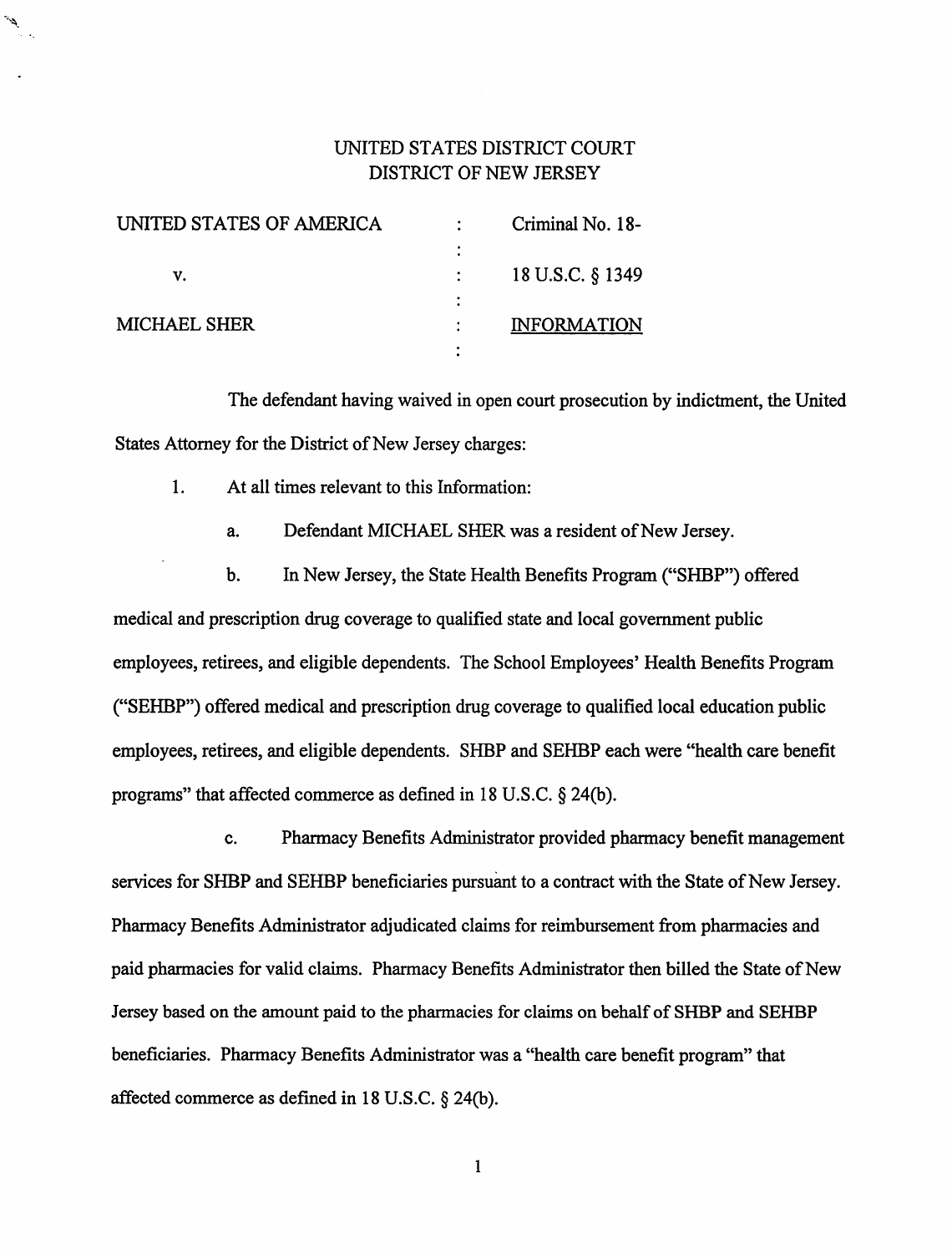UNITED STATES DISTRICT COURT
DISTRICT OF NEW JERSEY

| | | |
|---|---|---|
| UNITED STATES OF AMERICA | : | Criminal No. 18- |
| | : | |
| v. | : | 18 U.S.C. § 1349 |
| | : | |
| MICHAEL SHER | : | INFORMATION |
| | : | |

The defendant having waived in open court prosecution by indictment, the United States Attorney for the District of New Jersey charges:

1. At all times relevant to this Information:

   a. Defendant MICHAEL SHER was a resident of New Jersey.

   b. In New Jersey, the State Health Benefits Program ("SHBP") offered medical and prescription drug coverage to qualified state and local government public employees, retirees, and eligible dependents. The School Employees' Health Benefits Program ("SEHBP") offered medical and prescription drug coverage to qualified local education public employees, retirees, and eligible dependents. SHBP and SEHBP each were "health care benefit programs" that affected commerce as defined in 18 U.S.C. § 24(b).

   c. Pharmacy Benefits Administrator provided pharmacy benefit management services for SHBP and SEHBP beneficiaries pursuant to a contract with the State of New Jersey. Pharmacy Benefits Administrator adjudicated claims for reimbursement from pharmacies and paid pharmacies for valid claims. Pharmacy Benefits Administrator then billed the State of New Jersey based on the amount paid to the pharmacies for claims on behalf of SHBP and SEHBP beneficiaries. Pharmacy Benefits Administrator was a "health care benefit program" that affected commerce as defined in 18 U.S.C. § 24(b).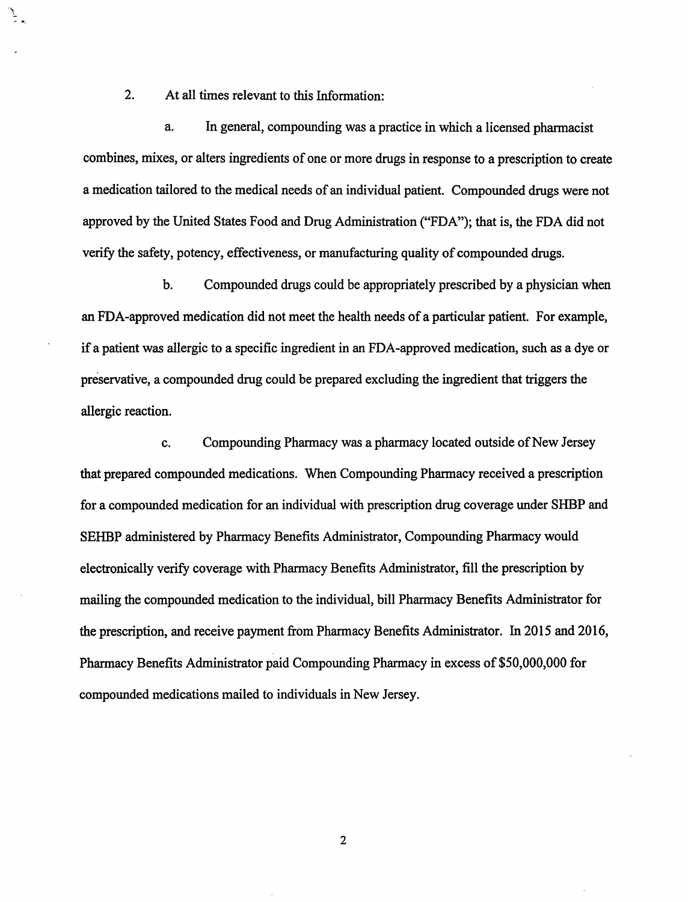2. At all times relevant to this Information:

a. In general, compounding was a practice in which a licensed pharmacist combines, mixes, or alters ingredients of one or more drugs in response to a prescription to create a medication tailored to the medical needs of an individual patient. Compounded drugs were not approved by the United States Food and Drug Administration ("FDA"); that is, the FDA did not verify the safety, potency, effectiveness, or manufacturing quality of compounded drugs.

b. Compounded drugs could be appropriately prescribed by a physician when an FDA-approved medication did not meet the health needs of a particular patient. For example, if a patient was allergic to a specific ingredient in an FDA-approved medication, such as a dye or preservative, a compounded drug could be prepared excluding the ingredient that triggers the allergic reaction.

c. Compounding Pharmacy was a pharmacy located outside of New Jersey that prepared compounded medications. When Compounding Pharmacy received a prescription for a compounded medication for an individual with prescription drug coverage under SHBP and SEHBP administered by Pharmacy Benefits Administrator, Compounding Pharmacy would electronically verify coverage with Pharmacy Benefits Administrator, fill the prescription by mailing the compounded medication to the individual, bill Pharmacy Benefits Administrator for the prescription, and receive payment from Pharmacy Benefits Administrator. In 2015 and 2016, Pharmacy Benefits Administrator paid Compounding Pharmacy in excess of $50,000,000 for compounded medications mailed to individuals in New Jersey.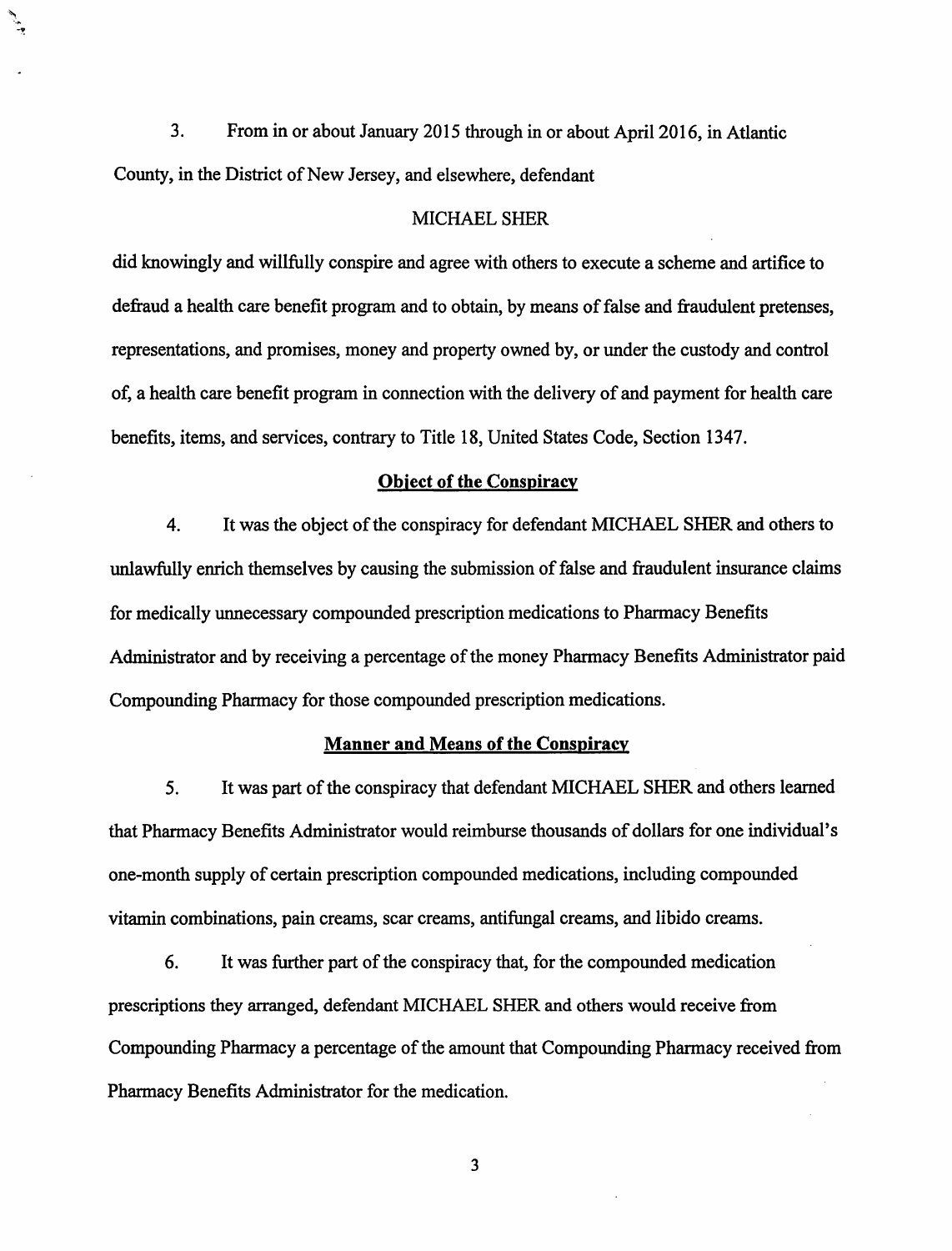3. From in or about January 2015 through in or about April 2016, in Atlantic County, in the District of New Jersey, and elsewhere, defendant

MICHAEL SHER

did knowingly and willfully conspire and agree with others to execute a scheme and artifice to defraud a health care benefit program and to obtain, by means of false and fraudulent pretenses, representations, and promises, money and property owned by, or under the custody and control of, a health care benefit program in connection with the delivery of and payment for health care benefits, items, and services, contrary to Title 18, United States Code, Section 1347.

**Object of the Conspiracy**

4. It was the object of the conspiracy for defendant MICHAEL SHER and others to unlawfully enrich themselves by causing the submission of false and fraudulent insurance claims for medically unnecessary compounded prescription medications to Pharmacy Benefits Administrator and by receiving a percentage of the money Pharmacy Benefits Administrator paid Compounding Pharmacy for those compounded prescription medications.

**Manner and Means of the Conspiracy**

5. It was part of the conspiracy that defendant MICHAEL SHER and others learned that Pharmacy Benefits Administrator would reimburse thousands of dollars for one individual's one-month supply of certain prescription compounded medications, including compounded vitamin combinations, pain creams, scar creams, antifungal creams, and libido creams.

6. It was further part of the conspiracy that, for the compounded medication prescriptions they arranged, defendant MICHAEL SHER and others would receive from Compounding Pharmacy a percentage of the amount that Compounding Pharmacy received from Pharmacy Benefits Administrator for the medication.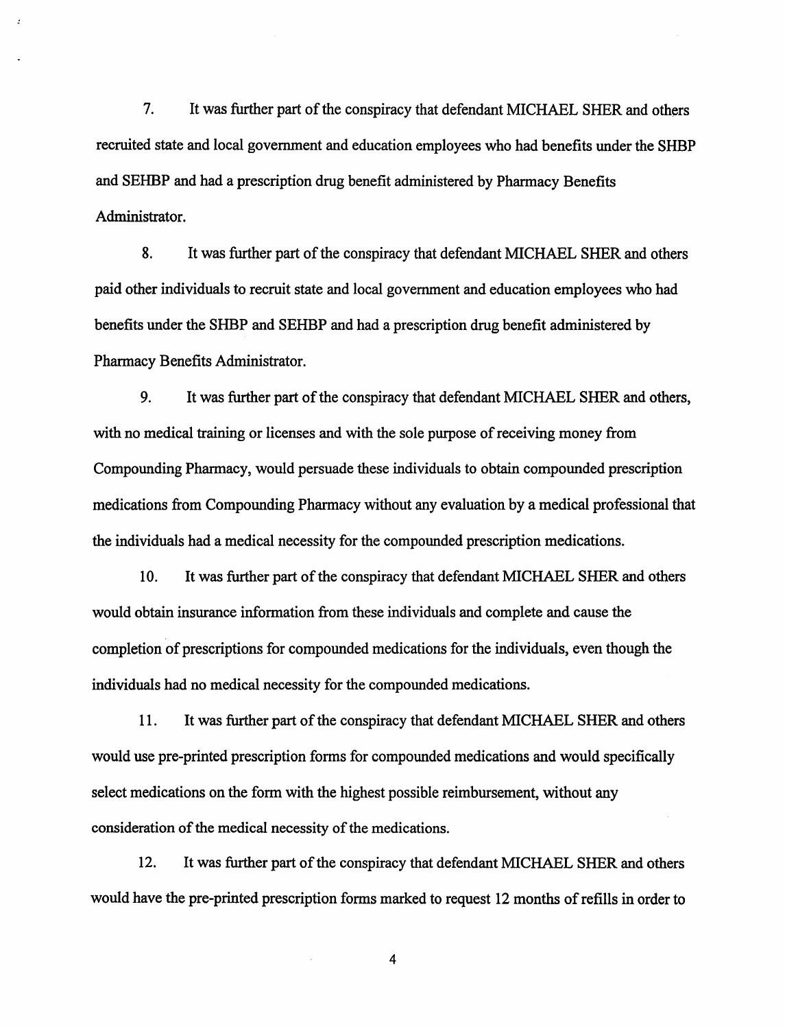7. It was further part of the conspiracy that defendant MICHAEL SHER and others recruited state and local government and education employees who had benefits under the SHBP and SEHBP and had a prescription drug benefit administered by Pharmacy Benefits Administrator.

8. It was further part of the conspiracy that defendant MICHAEL SHER and others paid other individuals to recruit state and local government and education employees who had benefits under the SHBP and SEHBP and had a prescription drug benefit administered by Pharmacy Benefits Administrator.

9. It was further part of the conspiracy that defendant MICHAEL SHER and others, with no medical training or licenses and with the sole purpose of receiving money from Compounding Pharmacy, would persuade these individuals to obtain compounded prescription medications from Compounding Pharmacy without any evaluation by a medical professional that the individuals had a medical necessity for the compounded prescription medications.

10. It was further part of the conspiracy that defendant MICHAEL SHER and others would obtain insurance information from these individuals and complete and cause the completion of prescriptions for compounded medications for the individuals, even though the individuals had no medical necessity for the compounded medications.

11. It was further part of the conspiracy that defendant MICHAEL SHER and others would use pre-printed prescription forms for compounded medications and would specifically select medications on the form with the highest possible reimbursement, without any consideration of the medical necessity of the medications.

12. It was further part of the conspiracy that defendant MICHAEL SHER and others would have the pre-printed prescription forms marked to request 12 months of refills in order to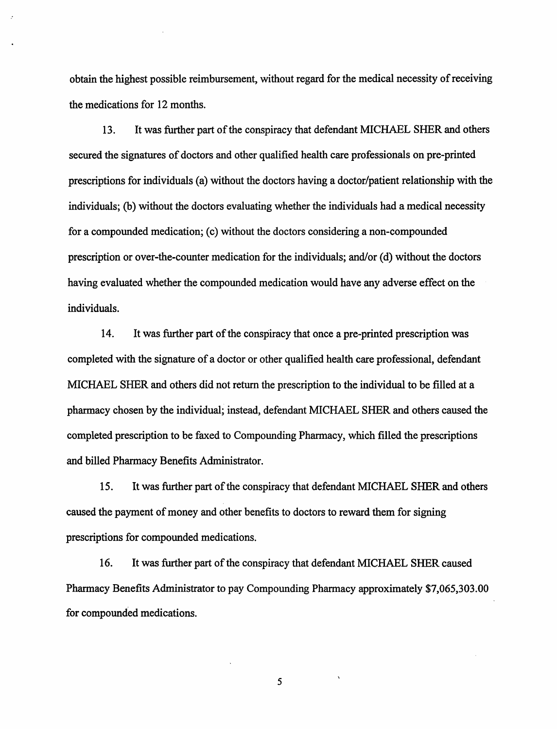obtain the highest possible reimbursement, without regard for the medical necessity of receiving the medications for 12 months.

13. It was further part of the conspiracy that defendant MICHAEL SHER and others secured the signatures of doctors and other qualified health care professionals on pre-printed prescriptions for individuals (a) without the doctors having a doctor/patient relationship with the individuals; (b) without the doctors evaluating whether the individuals had a medical necessity for a compounded medication; (c) without the doctors considering a non-compounded prescription or over-the-counter medication for the individuals; and/or (d) without the doctors having evaluated whether the compounded medication would have any adverse effect on the individuals.

14. It was further part of the conspiracy that once a pre-printed prescription was completed with the signature of a doctor or other qualified health care professional, defendant MICHAEL SHER and others did not return the prescription to the individual to be filled at a pharmacy chosen by the individual; instead, defendant MICHAEL SHER and others caused the completed prescription to be faxed to Compounding Pharmacy, which filled the prescriptions and billed Pharmacy Benefits Administrator.

15. It was further part of the conspiracy that defendant MICHAEL SHER and others caused the payment of money and other benefits to doctors to reward them for signing prescriptions for compounded medications.

16. It was further part of the conspiracy that defendant MICHAEL SHER caused Pharmacy Benefits Administrator to pay Compounding Pharmacy approximately $7,065,303.00 for compounded medications.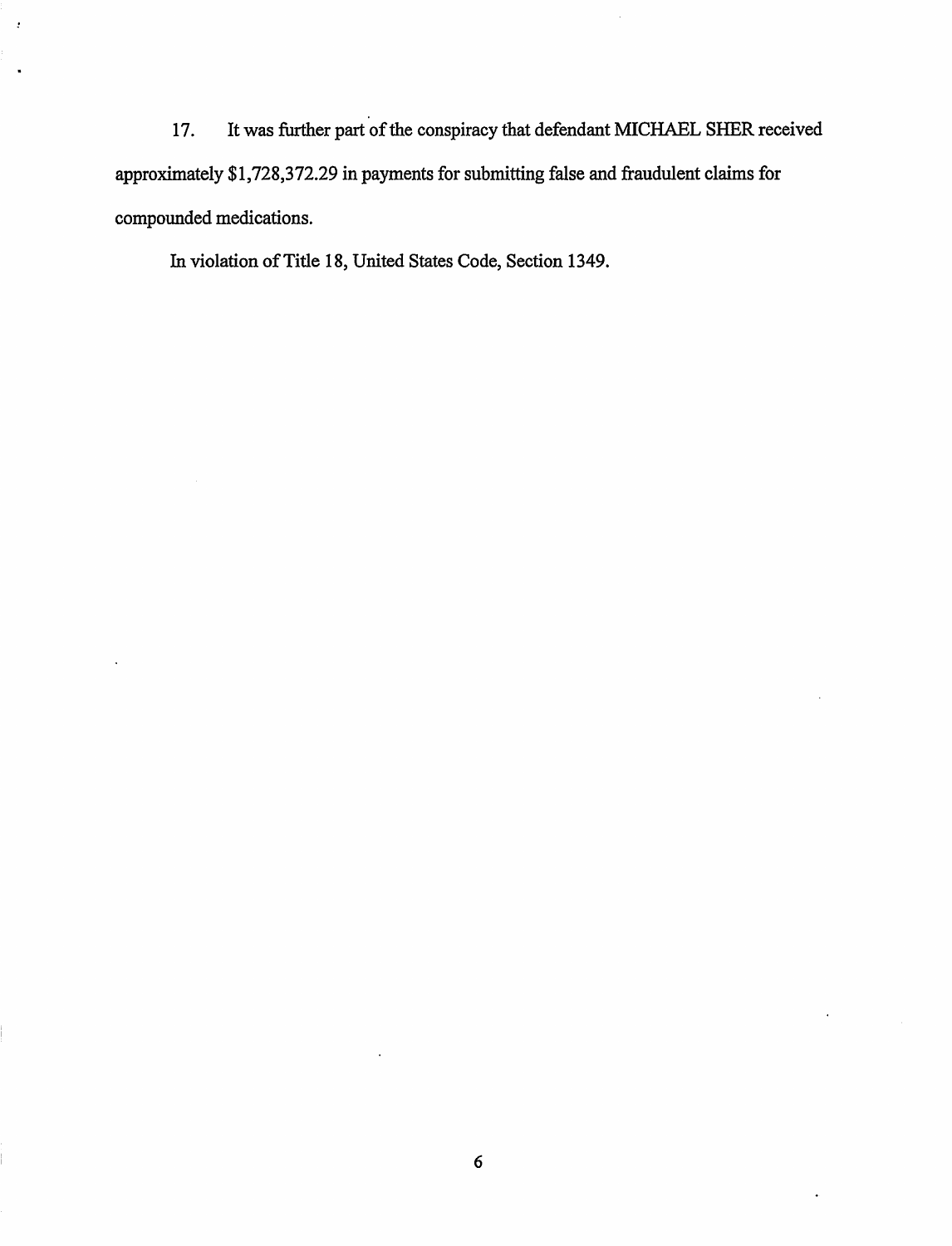17. It was further part of the conspiracy that defendant MICHAEL SHER received approximately $1,728,372.29 in payments for submitting false and fraudulent claims for compounded medications.

In violation of Title 18, United States Code, Section 1349.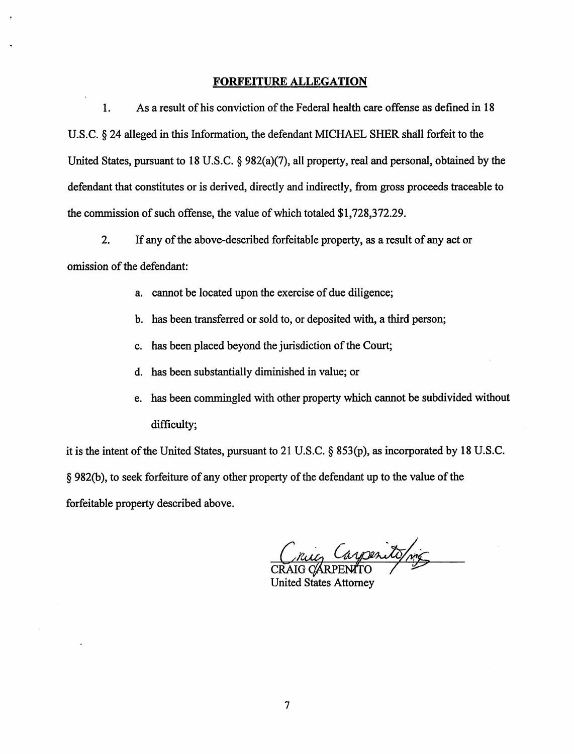**FORFEITURE ALLEGATION**

1. As a result of his conviction of the Federal health care offense as defined in 18 U.S.C. § 24 alleged in this Information, the defendant MICHAEL SHER shall forfeit to the United States, pursuant to 18 U.S.C. § 982(a)(7), all property, real and personal, obtained by the defendant that constitutes or is derived, directly and indirectly, from gross proceeds traceable to the commission of such offense, the value of which totaled $1,728,372.29.

2. If any of the above-described forfeitable property, as a result of any act or omission of the defendant:

   a. cannot be located upon the exercise of due diligence;

   b. has been transferred or sold to, or deposited with, a third person;

   c. has been placed beyond the jurisdiction of the Court;

   d. has been substantially diminished in value; or

   e. has been commingled with other property which cannot be subdivided without difficulty;

it is the intent of the United States, pursuant to 21 U.S.C. § 853(p), as incorporated by 18 U.S.C. § 982(b), to seek forfeiture of any other property of the defendant up to the value of the forfeitable property described above.

Craig Carpenito/mg
CRAIG CARPENITO
United States Attorney